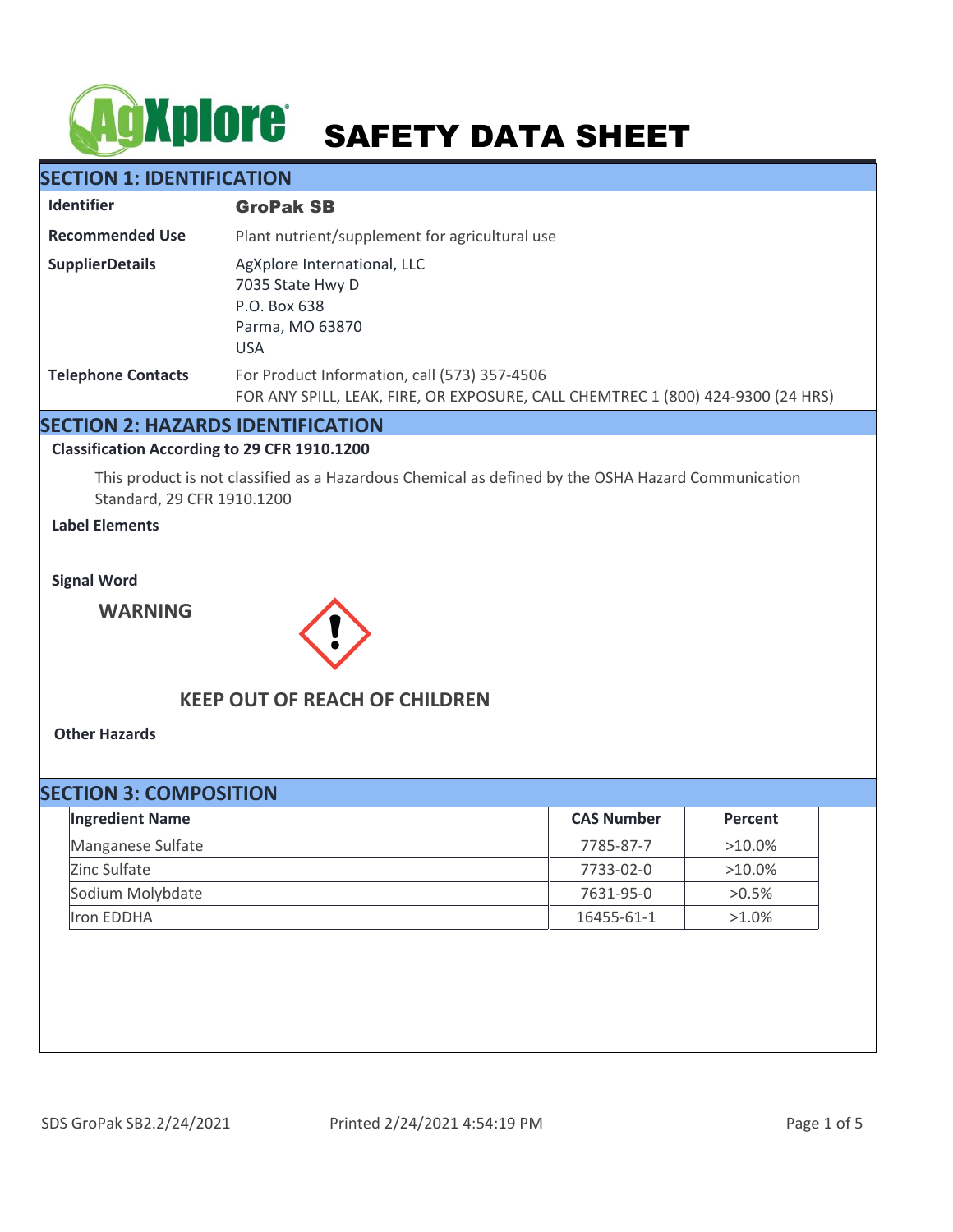# SAFETY DATA SHEET

## SECTION 1: IDENTIFICATION

| | |
|---|---|
| **Identifier** | **GroPak SB** |
| **Recommended Use** | Plant nutrient/supplement for agricultural use |
| **SupplierDetails** | AgXplore International, LLC<br>7035 State Hwy D<br>P.O. Box 638<br>Parma, MO 63870<br>USA |
| **Telephone Contacts** | For Product Information, call (573) 357-4506<br>FOR ANY SPILL, LEAK, FIRE, OR EXPOSURE, CALL CHEMTREC 1 (800) 424-9300 (24 HRS) |

## SECTION 2: HAZARDS IDENTIFICATION

**Classification According to 29 CFR 1910.1200**

This product is not classified as a Hazardous Chemical as defined by the OSHA Hazard Communication Standard, 29 CFR 1910.1200

**Label Elements**

**Signal Word**

**WARNING**

**KEEP OUT OF REACH OF CHILDREN**

**Other Hazards**

## SECTION 3: COMPOSITION

| Ingredient Name | CAS Number | Percent |
|---|---|---|
| Manganese Sulfate | 7785-87-7 | >10.0% |
| Zinc Sulfate | 7733-02-0 | >10.0% |
| Sodium Molybdate | 7631-95-0 | >0.5% |
| Iron EDDHA | 16455-61-1 | >1.0% |

SDS GroPak SB2.2/24/2021 Printed 2/24/2021 4:54:19 PM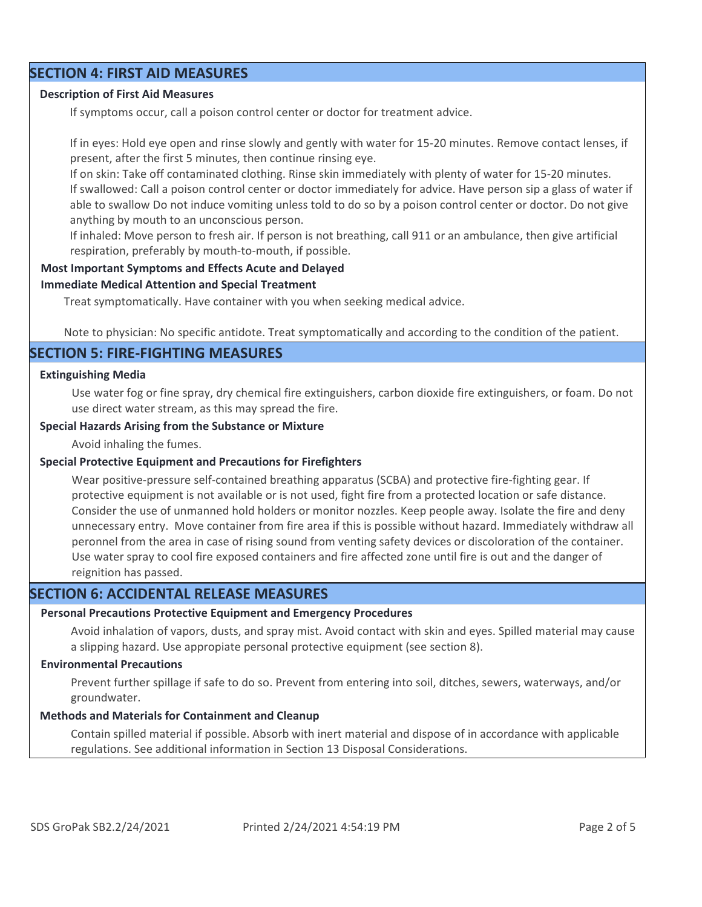## SECTION 4: FIRST AID MEASURES

### Description of First Aid Measures

If symptoms occur, call a poison control center or doctor for treatment advice.

If in eyes: Hold eye open and rinse slowly and gently with water for 15-20 minutes. Remove contact lenses, if present, after the first 5 minutes, then continue rinsing eye.
If on skin: Take off contaminated clothing. Rinse skin immediately with plenty of water for 15-20 minutes.
If swallowed: Call a poison control center or doctor immediately for advice. Have person sip a glass of water if able to swallow Do not induce vomiting unless told to do so by a poison control center or doctor. Do not give anything by mouth to an unconscious person.
If inhaled: Move person to fresh air. If person is not breathing, call 911 or an ambulance, then give artificial respiration, preferably by mouth-to-mouth, if possible.

### Most Important Symptoms and Effects Acute and Delayed

### Immediate Medical Attention and Special Treatment

Treat symptomatically. Have container with you when seeking medical advice.

Note to physician: No specific antidote. Treat symptomatically and according to the condition of the patient.

## SECTION 5: FIRE-FIGHTING MEASURES

### Extinguishing Media

Use water fog or fine spray, dry chemical fire extinguishers, carbon dioxide fire extinguishers, or foam. Do not use direct water stream, as this may spread the fire.

### Special Hazards Arising from the Substance or Mixture

Avoid inhaling the fumes.

### Special Protective Equipment and Precautions for Firefighters

Wear positive-pressure self-contained breathing apparatus (SCBA) and protective fire-fighting gear. If protective equipment is not available or is not used, fight fire from a protected location or safe distance. Consider the use of unmanned hold holders or monitor nozzles. Keep people away. Isolate the fire and deny unnecessary entry. Move container from fire area if this is possible without hazard. Immediately withdraw all peronnel from the area in case of rising sound from venting safety devices or discoloration of the container. Use water spray to cool fire exposed containers and fire affected zone until fire is out and the danger of reignition has passed.

## SECTION 6: ACCIDENTAL RELEASE MEASURES

### Personal Precautions Protective Equipment and Emergency Procedures

Avoid inhalation of vapors, dusts, and spray mist. Avoid contact with skin and eyes. Spilled material may cause a slipping hazard. Use appropiate personal protective equipment (see section 8).

### Environmental Precautions

Prevent further spillage if safe to do so. Prevent from entering into soil, ditches, sewers, waterways, and/or groundwater.

### Methods and Materials for Containment and Cleanup

Contain spilled material if possible. Absorb with inert material and dispose of in accordance with applicable regulations. See additional information in Section 13 Disposal Considerations.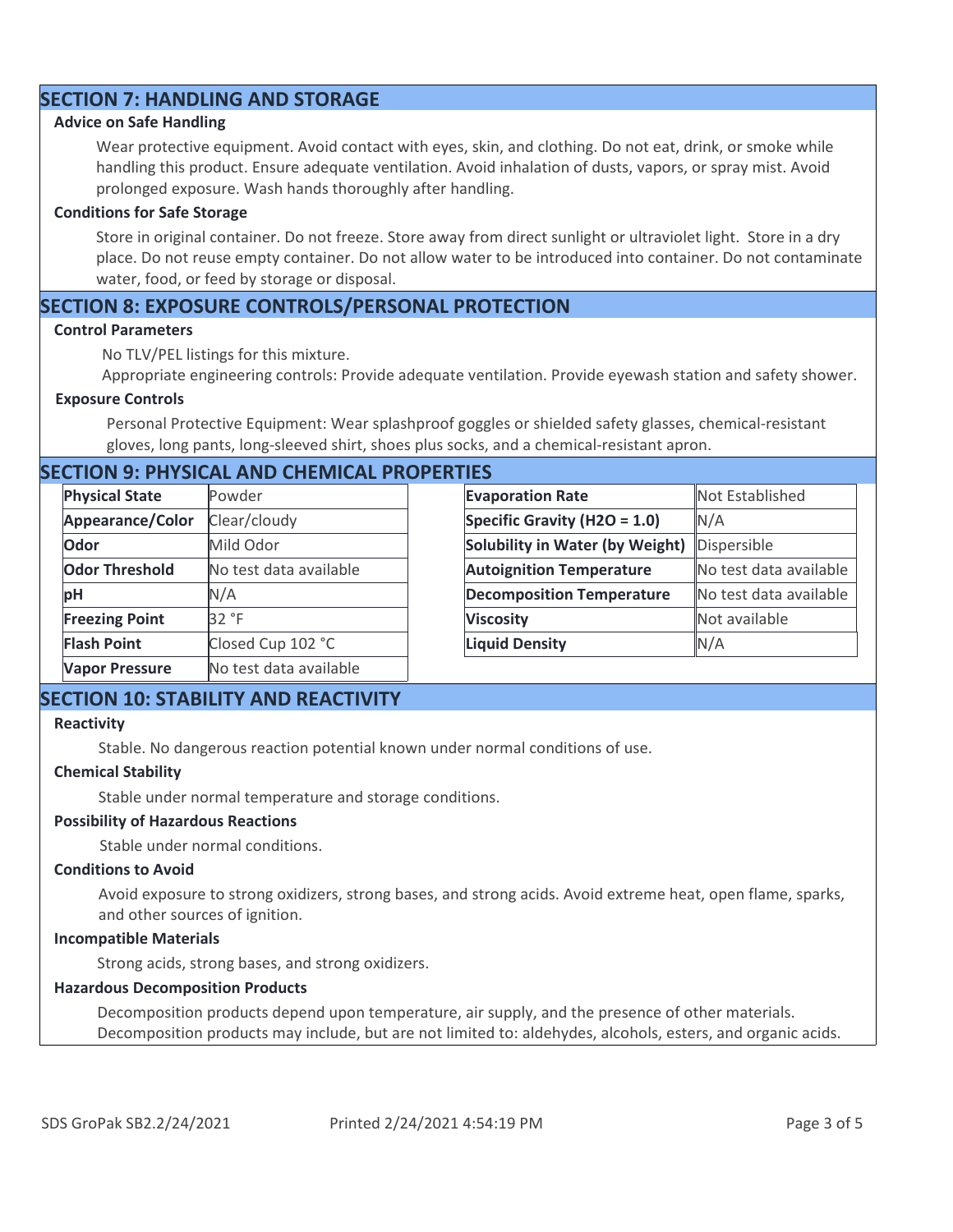## SECTION 7: HANDLING AND STORAGE

### Advice on Safe Handling

Wear protective equipment. Avoid contact with eyes, skin, and clothing. Do not eat, drink, or smoke while handling this product. Ensure adequate ventilation. Avoid inhalation of dusts, vapors, or spray mist. Avoid prolonged exposure. Wash hands thoroughly after handling.

### Conditions for Safe Storage

Store in original container. Do not freeze. Store away from direct sunlight or ultraviolet light. Store in a dry place. Do not reuse empty container. Do not allow water to be introduced into container. Do not contaminate water, food, or feed by storage or disposal.

## SECTION 8: EXPOSURE CONTROLS/PERSONAL PROTECTION

### Control Parameters

No TLV/PEL listings for this mixture.

Appropriate engineering controls: Provide adequate ventilation. Provide eyewash station and safety shower.

### Exposure Controls

Personal Protective Equipment: Wear splashproof goggles or shielded safety glasses, chemical-resistant gloves, long pants, long-sleeved shirt, shoes plus socks, and a chemical-resistant apron.

## SECTION 9: PHYSICAL AND CHEMICAL PROPERTIES

| Property | Value |
|---|---|
| **Physical State** | Powder |
| **Appearance/Color** | Clear/cloudy |
| **Odor** | Mild Odor |
| **Odor Threshold** | No test data available |
| **pH** | N/A |
| **Freezing Point** | 32 °F |
| **Flash Point** | Closed Cup 102 °C |
| **Vapor Pressure** | No test data available |

| Property | Value |
|---|---|
| **Evaporation Rate** | Not Established |
| **Specific Gravity ($H_2O$ = 1.0)** | N/A |
| **Solubility in Water (by Weight)** | Dispersible |
| **Autoignition Temperature** | No test data available |
| **Decomposition Temperature** | No test data available |
| **Viscosity** | Not available |
| **Liquid Density** | N/A |

## SECTION 10: STABILITY AND REACTIVITY

### Reactivity

Stable. No dangerous reaction potential known under normal conditions of use.

### Chemical Stability

Stable under normal temperature and storage conditions.

### Possibility of Hazardous Reactions

Stable under normal conditions.

### Conditions to Avoid

Avoid exposure to strong oxidizers, strong bases, and strong acids. Avoid extreme heat, open flame, sparks, and other sources of ignition.

### Incompatible Materials

Strong acids, strong bases, and strong oxidizers.

### Hazardous Decomposition Products

Decomposition products depend upon temperature, air supply, and the presence of other materials. Decomposition products may include, but are not limited to: aldehydes, alcohols, esters, and organic acids.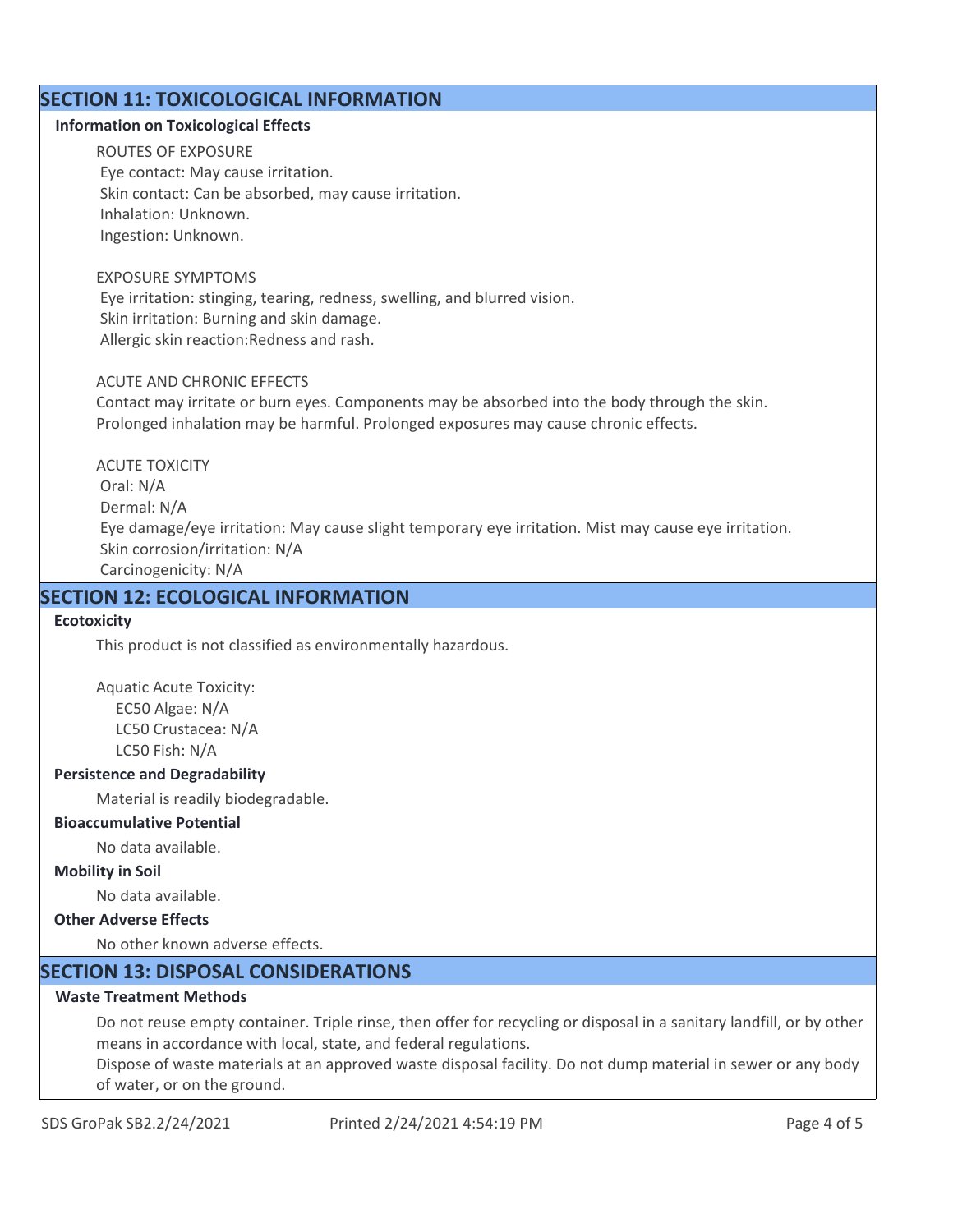## SECTION 11: TOXICOLOGICAL INFORMATION

**Information on Toxicological Effects**

ROUTES OF EXPOSURE
Eye contact: May cause irritation.
Skin contact: Can be absorbed, may cause irritation.
Inhalation: Unknown.
Ingestion: Unknown.

EXPOSURE SYMPTOMS
Eye irritation: stinging, tearing, redness, swelling, and blurred vision.
Skin irritation: Burning and skin damage.
Allergic skin reaction:Redness and rash.

ACUTE AND CHRONIC EFFECTS
Contact may irritate or burn eyes. Components may be absorbed into the body through the skin. Prolonged inhalation may be harmful. Prolonged exposures may cause chronic effects.

ACUTE TOXICITY
Oral: N/A
Dermal: N/A
Eye damage/eye irritation: May cause slight temporary eye irritation. Mist may cause eye irritation.
Skin corrosion/irritation: N/A
Carcinogenicity: N/A

## SECTION 12: ECOLOGICAL INFORMATION

**Ecotoxicity**

This product is not classified as environmentally hazardous.

Aquatic Acute Toxicity:
EC50 Algae: N/A
LC50 Crustacea: N/A
LC50 Fish: N/A

**Persistence and Degradability**

Material is readily biodegradable.

**Bioaccumulative Potential**

No data available.

**Mobility in Soil**

No data available.

**Other Adverse Effects**

No other known adverse effects.

## SECTION 13: DISPOSAL CONSIDERATIONS

**Waste Treatment Methods**

Do not reuse empty container. Triple rinse, then offer for recycling or disposal in a sanitary landfill, or by other means in accordance with local, state, and federal regulations.
Dispose of waste materials at an approved waste disposal facility. Do not dump material in sewer or any body of water, or on the ground.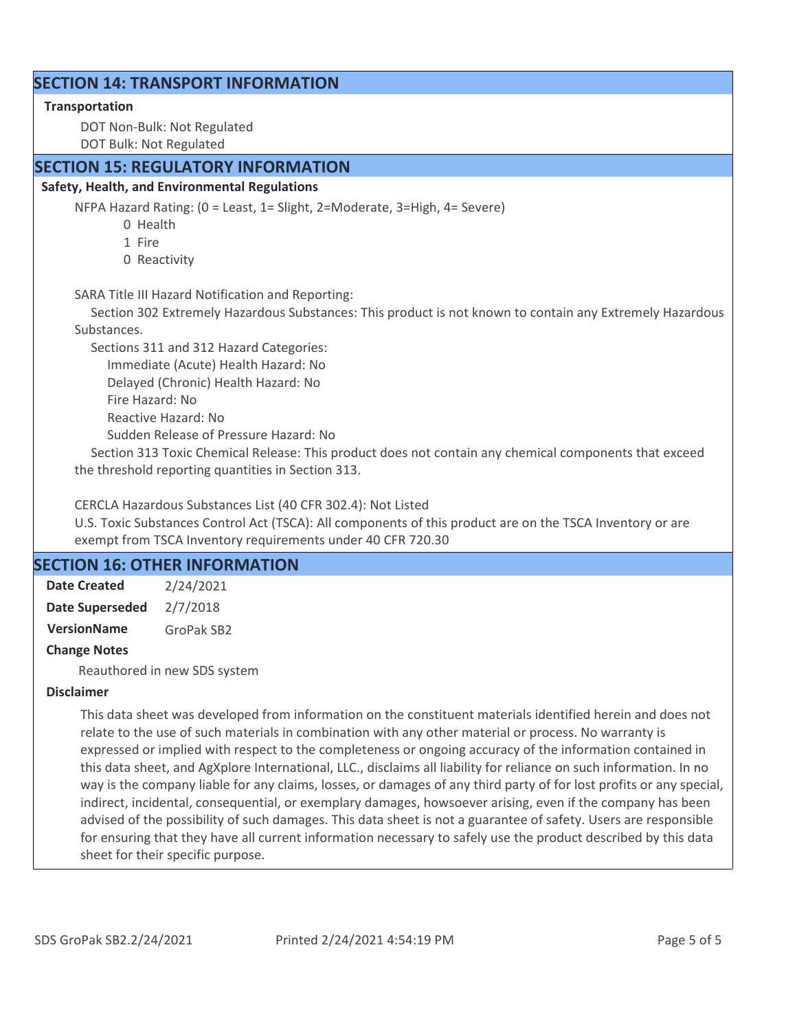## SECTION 14: TRANSPORT INFORMATION

**Transportation**

DOT Non-Bulk: Not Regulated
DOT Bulk: Not Regulated

## SECTION 15: REGULATORY INFORMATION

**Safety, Health, and Environmental Regulations**

NFPA Hazard Rating: (0 = Least, 1= Slight, 2=Moderate, 3=High, 4= Severe)

0 Health
1 Fire
0 Reactivity

SARA Title III Hazard Notification and Reporting:

Section 302 Extremely Hazardous Substances: This product is not known to contain any Extremely Hazardous Substances.

Sections 311 and 312 Hazard Categories:

Immediate (Acute) Health Hazard: No
Delayed (Chronic) Health Hazard: No
Fire Hazard: No
Reactive Hazard: No
Sudden Release of Pressure Hazard: No

Section 313 Toxic Chemical Release: This product does not contain any chemical components that exceed the threshold reporting quantities in Section 313.

CERCLA Hazardous Substances List (40 CFR 302.4): Not Listed
U.S. Toxic Substances Control Act (TSCA): All components of this product are on the TSCA Inventory or are exempt from TSCA Inventory requirements under 40 CFR 720.30

## SECTION 16: OTHER INFORMATION

| | |
|---|---|
| **Date Created** | 2/24/2021 |
| **Date Superseded** | 2/7/2018 |
| **VersionName** | GroPak SB2 |

**Change Notes**

Reauthored in new SDS system

**Disclaimer**

This data sheet was developed from information on the constituent materials identified herein and does not relate to the use of such materials in combination with any other material or process. No warranty is expressed or implied with respect to the completeness or ongoing accuracy of the information contained in this data sheet, and AgXplore International, LLC., disclaims all liability for reliance on such information. In no way is the company liable for any claims, losses, or damages of any third party of for lost profits or any special, indirect, incidental, consequential, or exemplary damages, howsoever arising, even if the company has been advised of the possibility of such damages. This data sheet is not a guarantee of safety. Users are responsible for ensuring that they have all current information necessary to safely use the product described by this data sheet for their specific purpose.